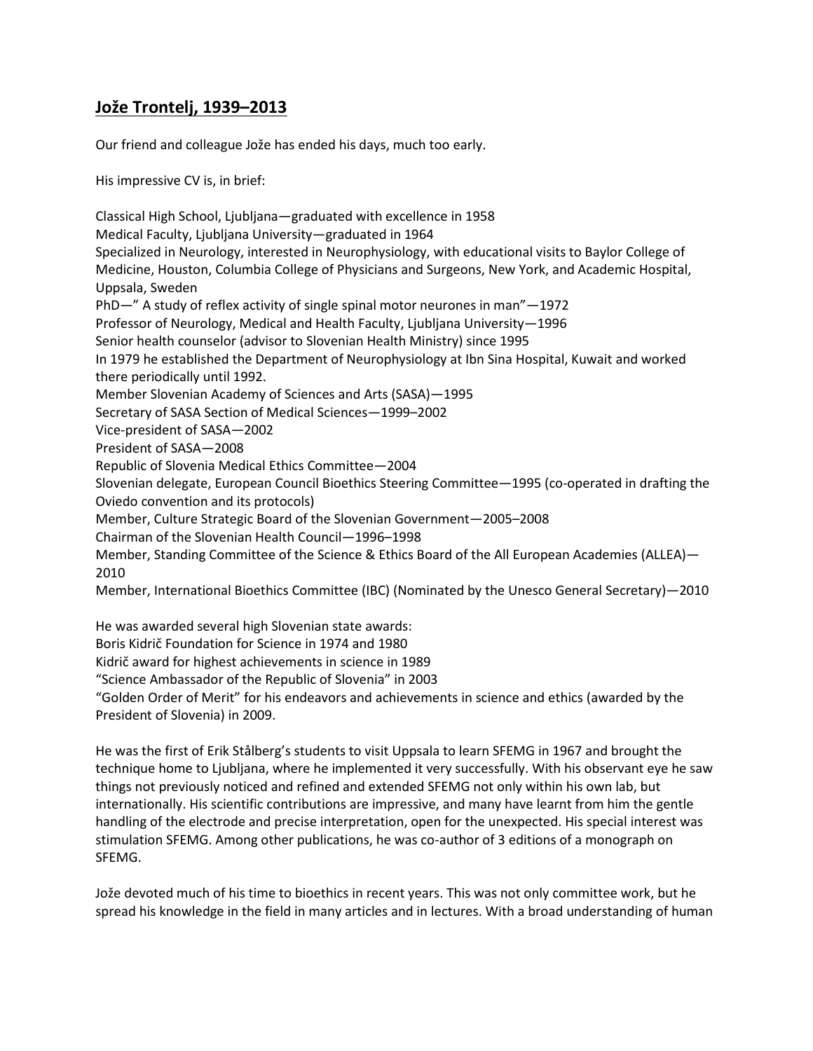# Jože Trontelj, 1939–2013

Our friend and colleague Jože has ended his days, much too early.

His impressive CV is, in brief:

Classical High School, Ljubljana—graduated with excellence in 1958
Medical Faculty, Ljubljana University—graduated in 1964
Specialized in Neurology, interested in Neurophysiology, with educational visits to Baylor College of Medicine, Houston, Columbia College of Physicians and Surgeons, New York, and Academic Hospital, Uppsala, Sweden
PhD—" A study of reflex activity of single spinal motor neurones in man"—1972
Professor of Neurology, Medical and Health Faculty, Ljubljana University—1996
Senior health counselor (advisor to Slovenian Health Ministry) since 1995
In 1979 he established the Department of Neurophysiology at Ibn Sina Hospital, Kuwait and worked there periodically until 1992.
Member Slovenian Academy of Sciences and Arts (SASA)—1995
Secretary of SASA Section of Medical Sciences—1999–2002
Vice-president of SASA—2002
President of SASA—2008
Republic of Slovenia Medical Ethics Committee—2004
Slovenian delegate, European Council Bioethics Steering Committee—1995 (co-operated in drafting the Oviedo convention and its protocols)
Member, Culture Strategic Board of the Slovenian Government—2005–2008
Chairman of the Slovenian Health Council—1996–1998
Member, Standing Committee of the Science & Ethics Board of the All European Academies (ALLEA)—2010
Member, International Bioethics Committee (IBC) (Nominated by the Unesco General Secretary)—2010

He was awarded several high Slovenian state awards:
Boris Kidrič Foundation for Science in 1974 and 1980
Kidrič award for highest achievements in science in 1989
"Science Ambassador of the Republic of Slovenia" in 2003
"Golden Order of Merit" for his endeavors and achievements in science and ethics (awarded by the President of Slovenia) in 2009.

He was the first of Erik Stålberg's students to visit Uppsala to learn SFEMG in 1967 and brought the technique home to Ljubljana, where he implemented it very successfully. With his observant eye he saw things not previously noticed and refined and extended SFEMG not only within his own lab, but internationally. His scientific contributions are impressive, and many have learnt from him the gentle handling of the electrode and precise interpretation, open for the unexpected. His special interest was stimulation SFEMG. Among other publications, he was co-author of 3 editions of a monograph on SFEMG.

Jože devoted much of his time to bioethics in recent years. This was not only committee work, but he spread his knowledge in the field in many articles and in lectures. With a broad understanding of human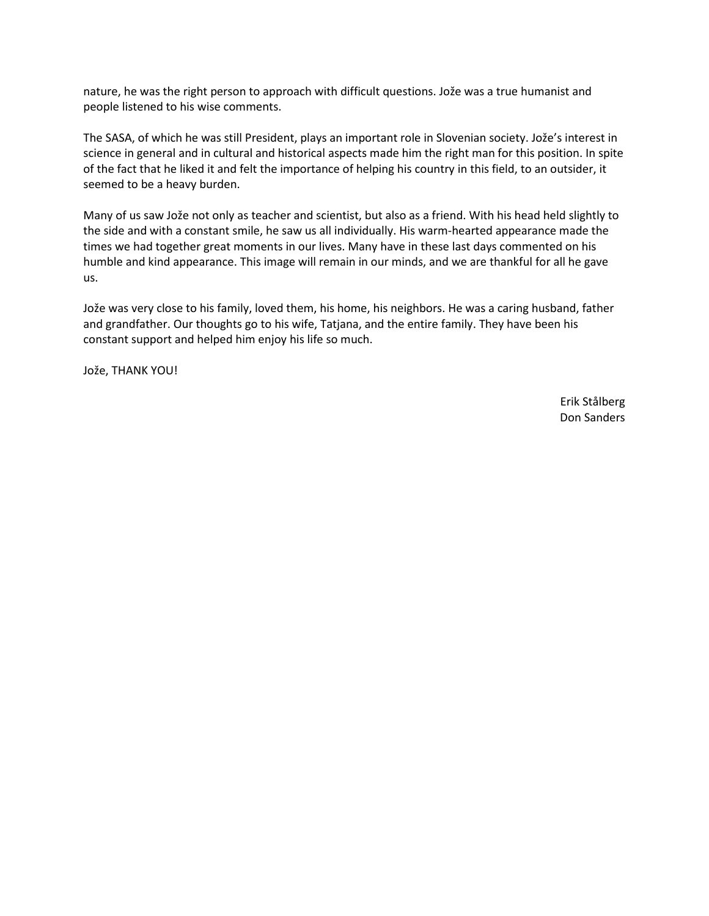nature, he was the right person to approach with difficult questions. Jože was a true humanist and people listened to his wise comments.

The SASA, of which he was still President, plays an important role in Slovenian society. Jože's interest in science in general and in cultural and historical aspects made him the right man for this position. In spite of the fact that he liked it and felt the importance of helping his country in this field, to an outsider, it seemed to be a heavy burden.

Many of us saw Jože not only as teacher and scientist, but also as a friend. With his head held slightly to the side and with a constant smile, he saw us all individually. His warm-hearted appearance made the times we had together great moments in our lives. Many have in these last days commented on his humble and kind appearance. This image will remain in our minds, and we are thankful for all he gave us.

Jože was very close to his family, loved them, his home, his neighbors. He was a caring husband, father and grandfather. Our thoughts go to his wife, Tatjana, and the entire family. They have been his constant support and helped him enjoy his life so much.

Jože, THANK YOU!

Erik Stålberg
Don Sanders